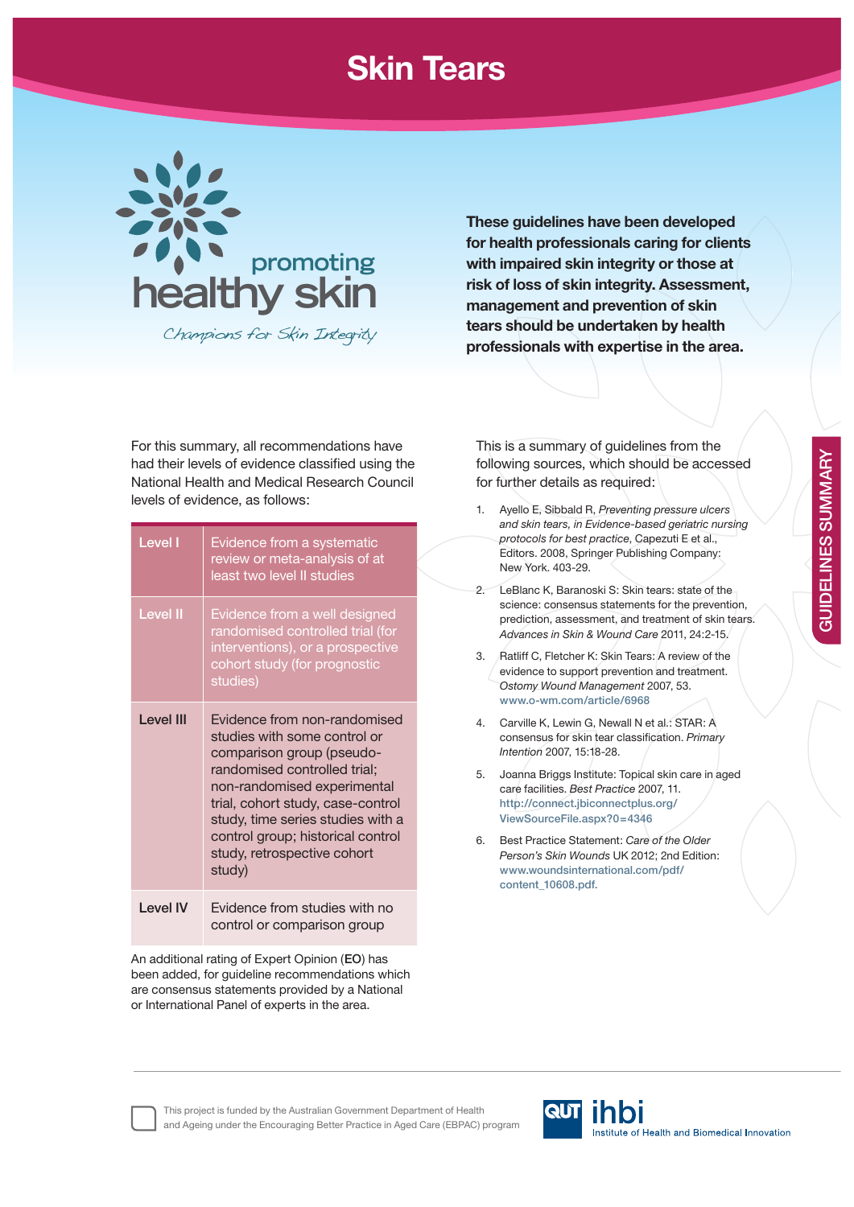# Skin Tears

promoting healthy skin

*Champions for Skin Integrity*

**These guidelines have been developed for health professionals caring for clients with impaired skin integrity or those at risk of loss of skin integrity. Assessment, management and prevention of skin tears should be undertaken by health professionals with expertise in the area.**

GUIDELINES SUMMARY

For this summary, all recommendations have had their levels of evidence classified using the National Health and Medical Research Council levels of evidence, as follows:

| Level | Evidence |
|---|---|
| Level I | Evidence from a systematic review or meta-analysis of at least two level II studies |
| Level II | Evidence from a well designed randomised controlled trial (for interventions), or a prospective cohort study (for prognostic studies) |
| Level III | Evidence from non-randomised studies with some control or comparison group (pseudo-randomised controlled trial; non-randomised experimental trial, cohort study, case-control study, time series studies with a control group; historical control study, retrospective cohort study) |
| Level IV | Evidence from studies with no control or comparison group |

An additional rating of Expert Opinion (**EO**) has been added, for guideline recommendations which are consensus statements provided by a National or International Panel of experts in the area.

This is a summary of guidelines from the following sources, which should be accessed for further details as required:

1. Ayello E, Sibbald R, *Preventing pressure ulcers and skin tears, in Evidence-based geriatric nursing protocols for best practice*, Capezuti E et al., Editors. 2008, Springer Publishing Company: New York. 403-29.
2. LeBlanc K, Baranoski S: Skin tears: state of the science: consensus statements for the prevention, prediction, assessment, and treatment of skin tears. *Advances in Skin & Wound Care* 2011, 24:2-15.
3. Ratliff C, Fletcher K: Skin Tears: A review of the evidence to support prevention and treatment. *Ostomy Wound Management* 2007, 53. www.o-wm.com/article/6968
4. Carville K, Lewin G, Newall N et al.: STAR: A consensus for skin tear classification. *Primary Intention* 2007, 15:18-28.
5. Joanna Briggs Institute: Topical skin care in aged care facilities. *Best Practice* 2007, 11. http://connect.jbiconnectplus.org/ViewSourceFile.aspx?0=4346
6. Best Practice Statement: *Care of the Older Person's Skin Wounds* UK 2012; 2nd Edition: www.woundsinternational.com/pdf/content_10608.pdf.

This project is funded by the Australian Government Department of Health and Ageing under the Encouraging Better Practice in Aged Care (EBPAC) program

QUT ihbi Institute of Health and Biomedical Innovation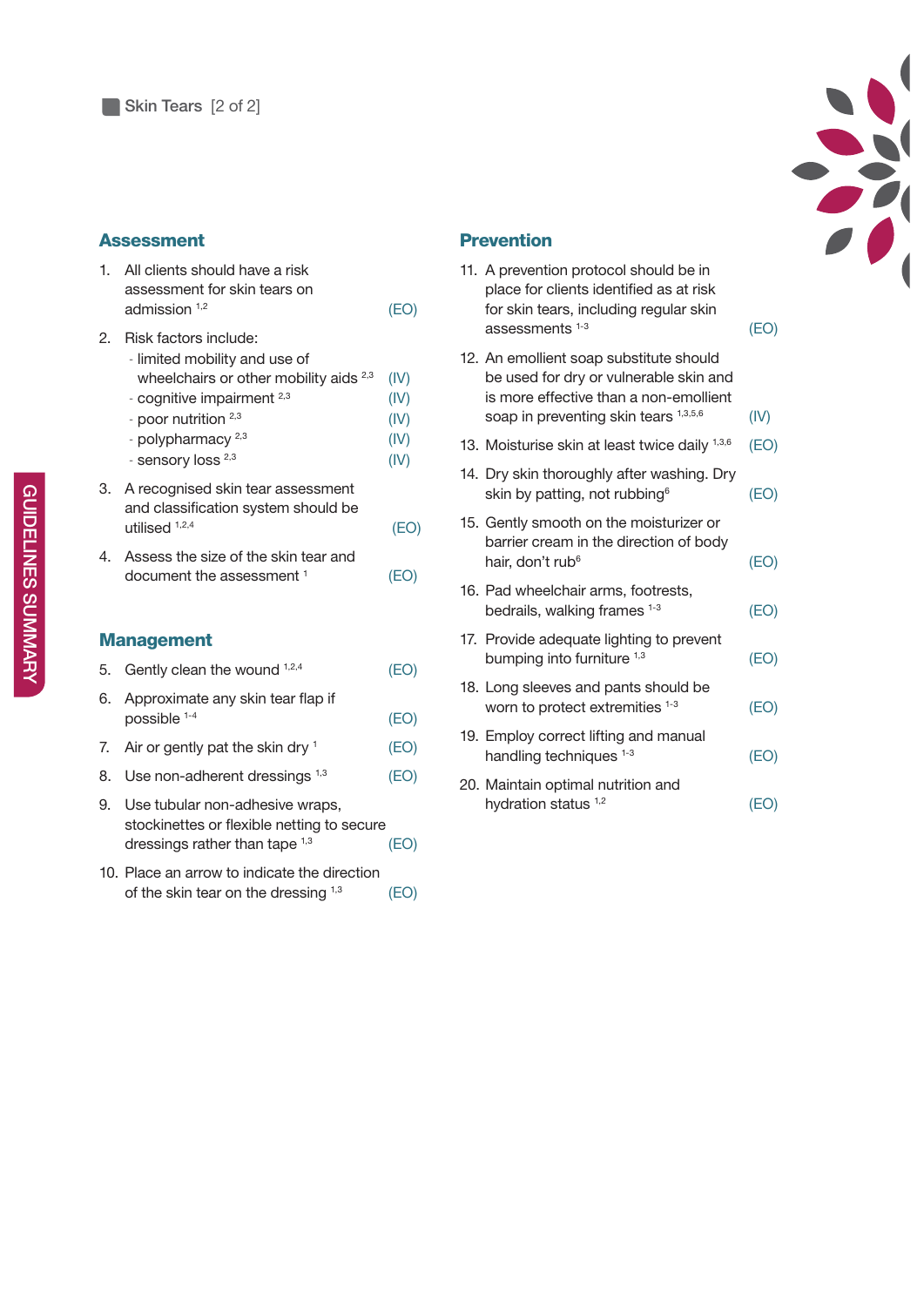# Skin Tears [2 of 2]

## Assessment

1. All clients should have a risk assessment for skin tears on admission [1,2] (EO)
2. Risk factors include:
   - limited mobility and use of wheelchairs or other mobility aids [2,3] (IV)
   - cognitive impairment [2,3] (IV)
   - poor nutrition [2,3] (IV)
   - polypharmacy [2,3] (IV)
   - sensory loss [2,3] (IV)
3. A recognised skin tear assessment and classification system should be utilised [1,2,4] (EO)
4. Assess the size of the skin tear and document the assessment [1] (EO)

## Management

5. Gently clean the wound [1,2,4] (EO)
6. Approximate any skin tear flap if possible [1-4] (EO)
7. Air or gently pat the skin dry [1] (EO)
8. Use non-adherent dressings [1,3] (EO)
9. Use tubular non-adhesive wraps, stockinettes or flexible netting to secure dressings rather than tape [1,3] (EO)
10. Place an arrow to indicate the direction of the skin tear on the dressing [1,3] (EO)

## Prevention

11. A prevention protocol should be in place for clients identified as at risk for skin tears, including regular skin assessments [1-3] (EO)
12. An emollient soap substitute should be used for dry or vulnerable skin and is more effective than a non-emollient soap in preventing skin tears [1,3,5,6] (IV)
13. Moisturise skin at least twice daily [1,3,6] (EO)
14. Dry skin thoroughly after washing. Dry skin by patting, not rubbing[6] (EO)
15. Gently smooth on the moisturizer or barrier cream in the direction of body hair, don't rub[6] (EO)
16. Pad wheelchair arms, footrests, bedrails, walking frames [1-3] (EO)
17. Provide adequate lighting to prevent bumping into furniture [1,3] (EO)
18. Long sleeves and pants should be worn to protect extremities [1-3] (EO)
19. Employ correct lifting and manual handling techniques [1-3] (EO)
20. Maintain optimal nutrition and hydration status [1,2] (EO)